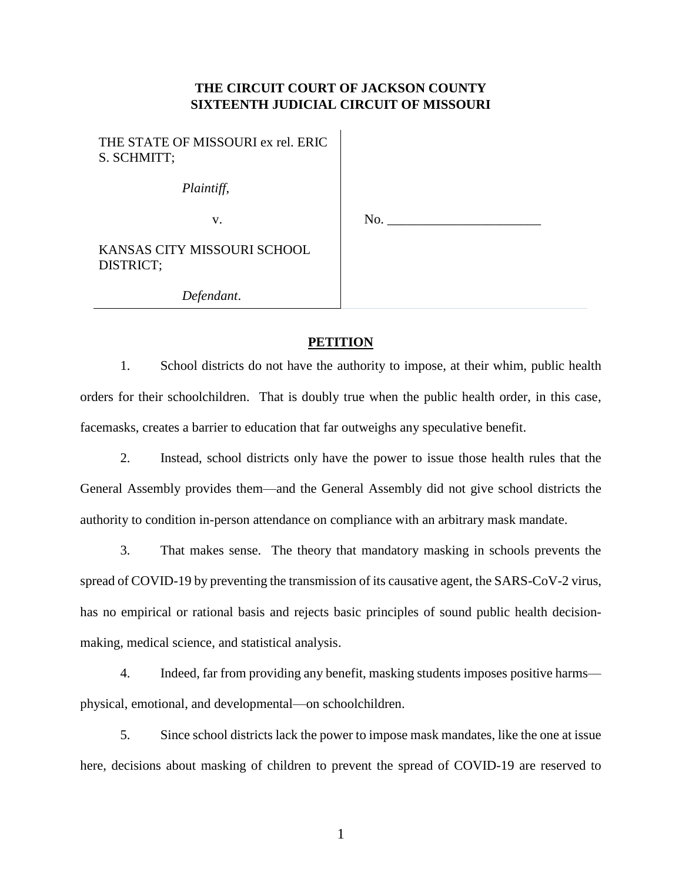**THE CIRCUIT COURT OF JACKSON COUNTY**
**SIXTEENTH JUDICIAL CIRCUIT OF MISSOURI**

| | |
|---|---|
| THE STATE OF MISSOURI ex rel. ERIC S. SCHMITT; | |
| *Plaintiff*, | |
| v. | No. _______________________ |
| KANSAS CITY MISSOURI SCHOOL DISTRICT; | |
| *Defendant*. | |

## PETITION

1. School districts do not have the authority to impose, at their whim, public health orders for their schoolchildren. That is doubly true when the public health order, in this case, facemasks, creates a barrier to education that far outweighs any speculative benefit.

2. Instead, school districts only have the power to issue those health rules that the General Assembly provides them—and the General Assembly did not give school districts the authority to condition in-person attendance on compliance with an arbitrary mask mandate.

3. That makes sense. The theory that mandatory masking in schools prevents the spread of COVID-19 by preventing the transmission of its causative agent, the SARS-CoV-2 virus, has no empirical or rational basis and rejects basic principles of sound public health decision-making, medical science, and statistical analysis.

4. Indeed, far from providing any benefit, masking students imposes positive harms—physical, emotional, and developmental—on schoolchildren.

5. Since school districts lack the power to impose mask mandates, like the one at issue here, decisions about masking of children to prevent the spread of COVID-19 are reserved to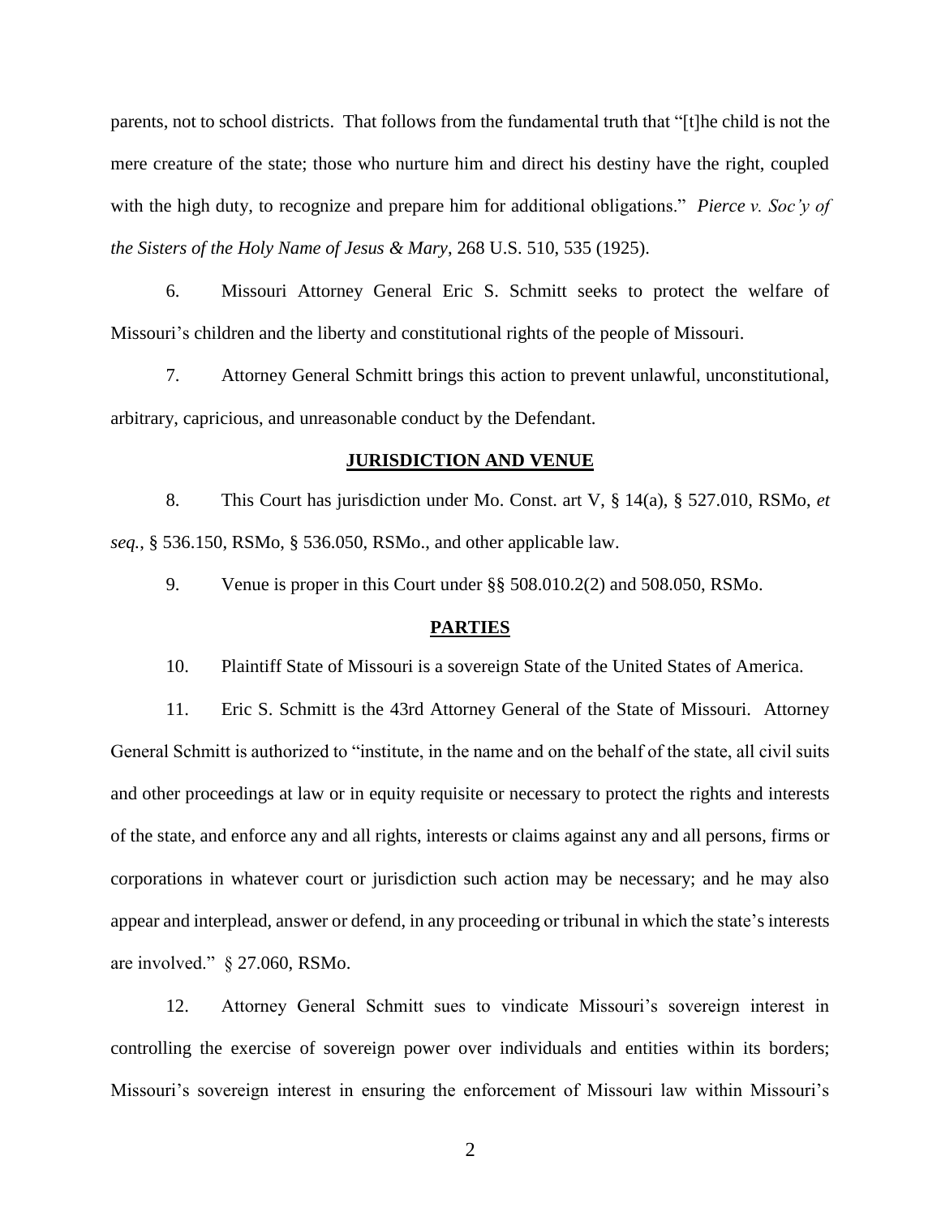parents, not to school districts. That follows from the fundamental truth that "[t]he child is not the mere creature of the state; those who nurture him and direct his destiny have the right, coupled with the high duty, to recognize and prepare him for additional obligations." *Pierce v. Soc'y of the Sisters of the Holy Name of Jesus & Mary*, 268 U.S. 510, 535 (1925).

6. Missouri Attorney General Eric S. Schmitt seeks to protect the welfare of Missouri's children and the liberty and constitutional rights of the people of Missouri.

7. Attorney General Schmitt brings this action to prevent unlawful, unconstitutional, arbitrary, capricious, and unreasonable conduct by the Defendant.

## **JURISDICTION AND VENUE**

8. This Court has jurisdiction under Mo. Const. art V, § 14(a), § 527.010, RSMo, *et seq.*, § 536.150, RSMo, § 536.050, RSMo., and other applicable law.

9. Venue is proper in this Court under §§ 508.010.2(2) and 508.050, RSMo.

## **PARTIES**

10. Plaintiff State of Missouri is a sovereign State of the United States of America.

11. Eric S. Schmitt is the 43rd Attorney General of the State of Missouri. Attorney General Schmitt is authorized to "institute, in the name and on the behalf of the state, all civil suits and other proceedings at law or in equity requisite or necessary to protect the rights and interests of the state, and enforce any and all rights, interests or claims against any and all persons, firms or corporations in whatever court or jurisdiction such action may be necessary; and he may also appear and interplead, answer or defend, in any proceeding or tribunal in which the state's interests are involved." § 27.060, RSMo.

12. Attorney General Schmitt sues to vindicate Missouri's sovereign interest in controlling the exercise of sovereign power over individuals and entities within its borders; Missouri's sovereign interest in ensuring the enforcement of Missouri law within Missouri's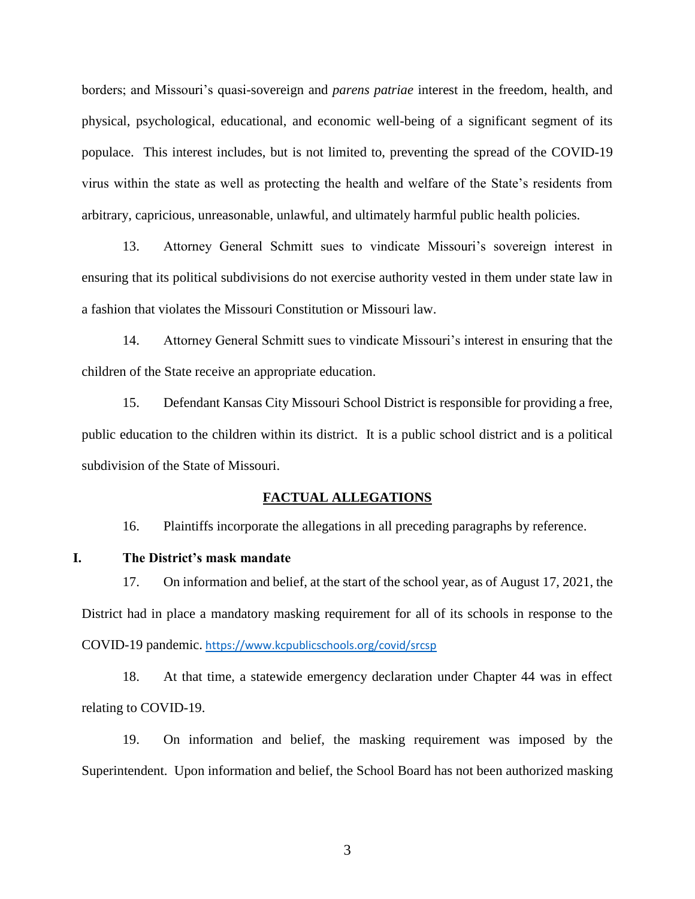borders; and Missouri's quasi-sovereign and *parens patriae* interest in the freedom, health, and physical, psychological, educational, and economic well-being of a significant segment of its populace. This interest includes, but is not limited to, preventing the spread of the COVID-19 virus within the state as well as protecting the health and welfare of the State's residents from arbitrary, capricious, unreasonable, unlawful, and ultimately harmful public health policies.

13. Attorney General Schmitt sues to vindicate Missouri's sovereign interest in ensuring that its political subdivisions do not exercise authority vested in them under state law in a fashion that violates the Missouri Constitution or Missouri law.

14. Attorney General Schmitt sues to vindicate Missouri's interest in ensuring that the children of the State receive an appropriate education.

15. Defendant Kansas City Missouri School District is responsible for providing a free, public education to the children within its district. It is a public school district and is a political subdivision of the State of Missouri.

## FACTUAL ALLEGATIONS

16. Plaintiffs incorporate the allegations in all preceding paragraphs by reference.

### I. The District's mask mandate

17. On information and belief, at the start of the school year, as of August 17, 2021, the District had in place a mandatory masking requirement for all of its schools in response to the COVID-19 pandemic. https://www.kcpublicschools.org/covid/srcsp

18. At that time, a statewide emergency declaration under Chapter 44 was in effect relating to COVID-19.

19. On information and belief, the masking requirement was imposed by the Superintendent. Upon information and belief, the School Board has not been authorized masking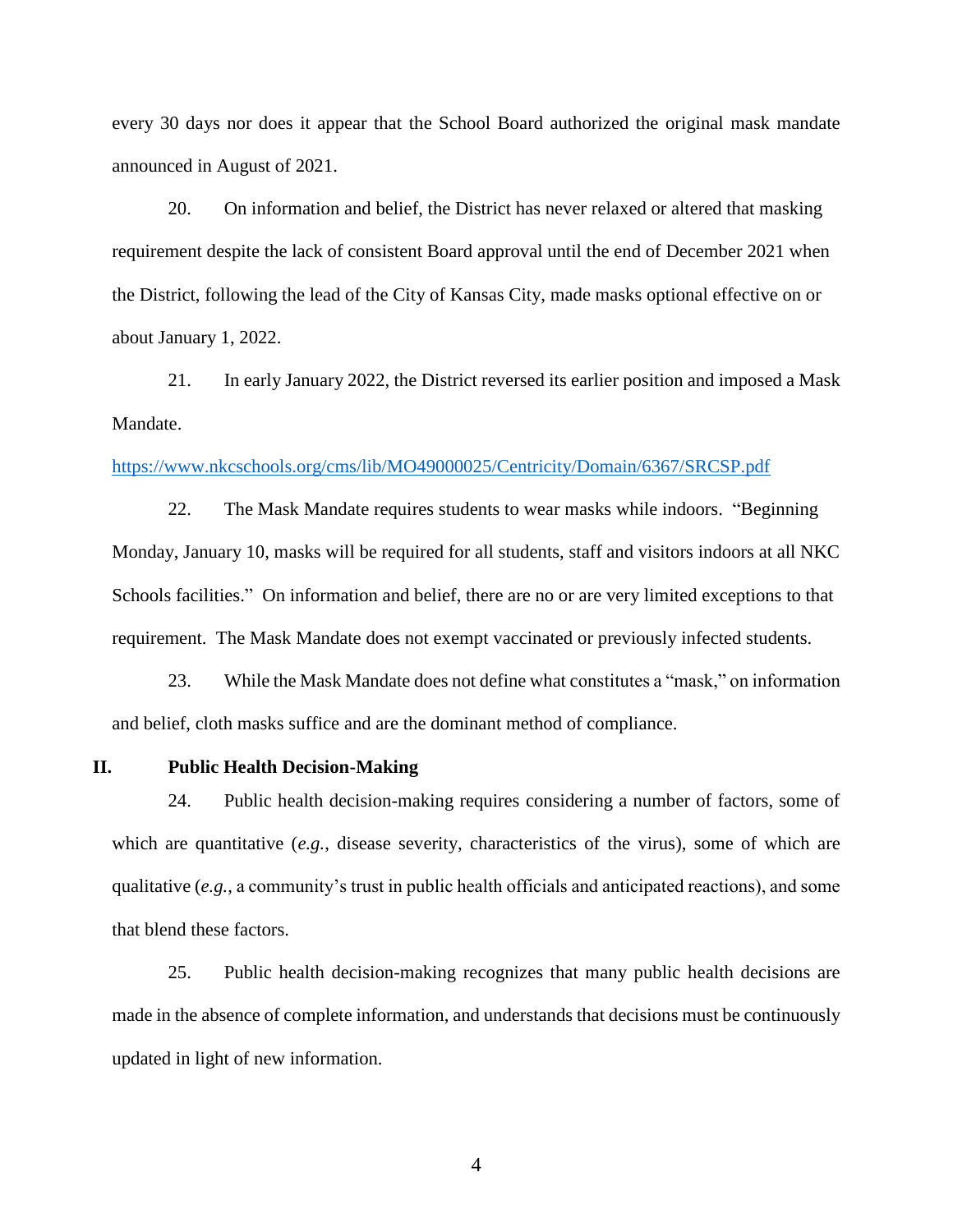every 30 days nor does it appear that the School Board authorized the original mask mandate announced in August of 2021.

20. On information and belief, the District has never relaxed or altered that masking requirement despite the lack of consistent Board approval until the end of December 2021 when the District, following the lead of the City of Kansas City, made masks optional effective on or about January 1, 2022.

21. In early January 2022, the District reversed its earlier position and imposed a Mask Mandate.

https://www.nkcschools.org/cms/lib/MO49000025/Centricity/Domain/6367/SRCSP.pdf

22. The Mask Mandate requires students to wear masks while indoors. "Beginning Monday, January 10, masks will be required for all students, staff and visitors indoors at all NKC Schools facilities." On information and belief, there are no or are very limited exceptions to that requirement. The Mask Mandate does not exempt vaccinated or previously infected students.

23. While the Mask Mandate does not define what constitutes a "mask," on information and belief, cloth masks suffice and are the dominant method of compliance.

## II. Public Health Decision-Making

24. Public health decision-making requires considering a number of factors, some of which are quantitative (*e.g.*, disease severity, characteristics of the virus), some of which are qualitative (*e.g.*, a community's trust in public health officials and anticipated reactions), and some that blend these factors.

25. Public health decision-making recognizes that many public health decisions are made in the absence of complete information, and understands that decisions must be continuously updated in light of new information.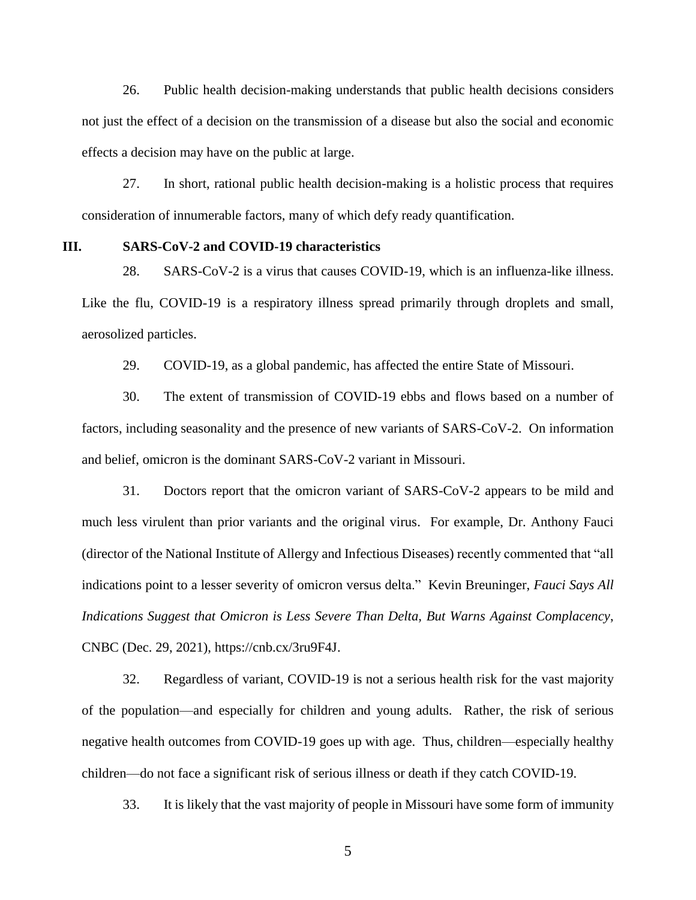26. Public health decision-making understands that public health decisions considers not just the effect of a decision on the transmission of a disease but also the social and economic effects a decision may have on the public at large.

27. In short, rational public health decision-making is a holistic process that requires consideration of innumerable factors, many of which defy ready quantification.

## III. SARS-CoV-2 and COVID-19 characteristics

28. SARS-CoV-2 is a virus that causes COVID-19, which is an influenza-like illness. Like the flu, COVID-19 is a respiratory illness spread primarily through droplets and small, aerosolized particles.

29. COVID-19, as a global pandemic, has affected the entire State of Missouri.

30. The extent of transmission of COVID-19 ebbs and flows based on a number of factors, including seasonality and the presence of new variants of SARS-CoV-2. On information and belief, omicron is the dominant SARS-CoV-2 variant in Missouri.

31. Doctors report that the omicron variant of SARS-CoV-2 appears to be mild and much less virulent than prior variants and the original virus. For example, Dr. Anthony Fauci (director of the National Institute of Allergy and Infectious Diseases) recently commented that "all indications point to a lesser severity of omicron versus delta." Kevin Breuninger, *Fauci Says All Indications Suggest that Omicron is Less Severe Than Delta, But Warns Against Complacency*, CNBC (Dec. 29, 2021), https://cnb.cx/3ru9F4J.

32. Regardless of variant, COVID-19 is not a serious health risk for the vast majority of the population—and especially for children and young adults. Rather, the risk of serious negative health outcomes from COVID-19 goes up with age. Thus, children—especially healthy children—do not face a significant risk of serious illness or death if they catch COVID-19.

33. It is likely that the vast majority of people in Missouri have some form of immunity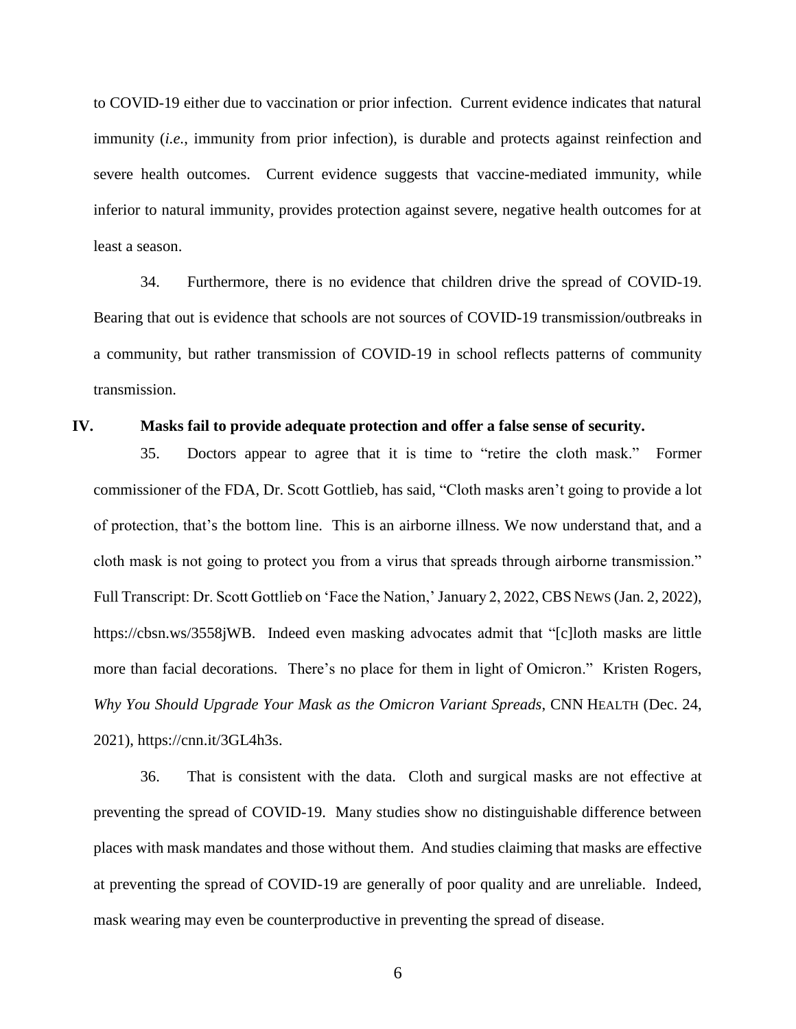to COVID-19 either due to vaccination or prior infection. Current evidence indicates that natural immunity (*i.e.*, immunity from prior infection), is durable and protects against reinfection and severe health outcomes. Current evidence suggests that vaccine-mediated immunity, while inferior to natural immunity, provides protection against severe, negative health outcomes for at least a season.

34. Furthermore, there is no evidence that children drive the spread of COVID-19. Bearing that out is evidence that schools are not sources of COVID-19 transmission/outbreaks in a community, but rather transmission of COVID-19 in school reflects patterns of community transmission.

## IV. Masks fail to provide adequate protection and offer a false sense of security.

35. Doctors appear to agree that it is time to "retire the cloth mask." Former commissioner of the FDA, Dr. Scott Gottlieb, has said, "Cloth masks aren't going to provide a lot of protection, that's the bottom line. This is an airborne illness. We now understand that, and a cloth mask is not going to protect you from a virus that spreads through airborne transmission." Full Transcript: Dr. Scott Gottlieb on 'Face the Nation,' January 2, 2022, CBS NEWS (Jan. 2, 2022), https://cbsn.ws/3558jWB. Indeed even masking advocates admit that "[c]loth masks are little more than facial decorations. There's no place for them in light of Omicron." Kristen Rogers, *Why You Should Upgrade Your Mask as the Omicron Variant Spreads*, CNN HEALTH (Dec. 24, 2021), https://cnn.it/3GL4h3s.

36. That is consistent with the data. Cloth and surgical masks are not effective at preventing the spread of COVID-19. Many studies show no distinguishable difference between places with mask mandates and those without them. And studies claiming that masks are effective at preventing the spread of COVID-19 are generally of poor quality and are unreliable. Indeed, mask wearing may even be counterproductive in preventing the spread of disease.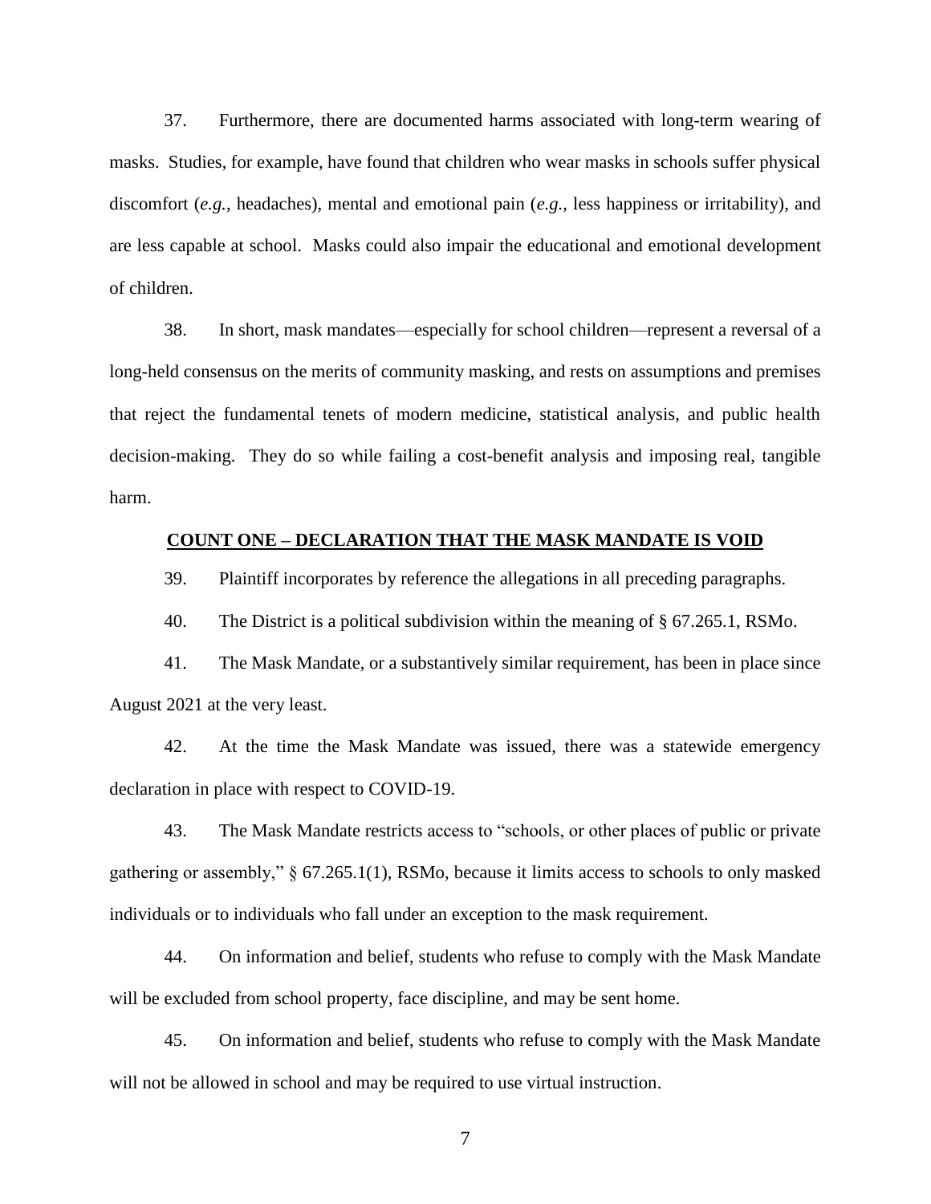37. Furthermore, there are documented harms associated with long-term wearing of masks. Studies, for example, have found that children who wear masks in schools suffer physical discomfort (*e.g.*, headaches), mental and emotional pain (*e.g.*, less happiness or irritability), and are less capable at school. Masks could also impair the educational and emotional development of children.

38. In short, mask mandates—especially for school children—represent a reversal of a long-held consensus on the merits of community masking, and rests on assumptions and premises that reject the fundamental tenets of modern medicine, statistical analysis, and public health decision-making. They do so while failing a cost-benefit analysis and imposing real, tangible harm.

**COUNT ONE – DECLARATION THAT THE MASK MANDATE IS VOID**

39. Plaintiff incorporates by reference the allegations in all preceding paragraphs.

40. The District is a political subdivision within the meaning of § 67.265.1, RSMo.

41. The Mask Mandate, or a substantively similar requirement, has been in place since August 2021 at the very least.

42. At the time the Mask Mandate was issued, there was a statewide emergency declaration in place with respect to COVID-19.

43. The Mask Mandate restricts access to "schools, or other places of public or private gathering or assembly," § 67.265.1(1), RSMo, because it limits access to schools to only masked individuals or to individuals who fall under an exception to the mask requirement.

44. On information and belief, students who refuse to comply with the Mask Mandate will be excluded from school property, face discipline, and may be sent home.

45. On information and belief, students who refuse to comply with the Mask Mandate will not be allowed in school and may be required to use virtual instruction.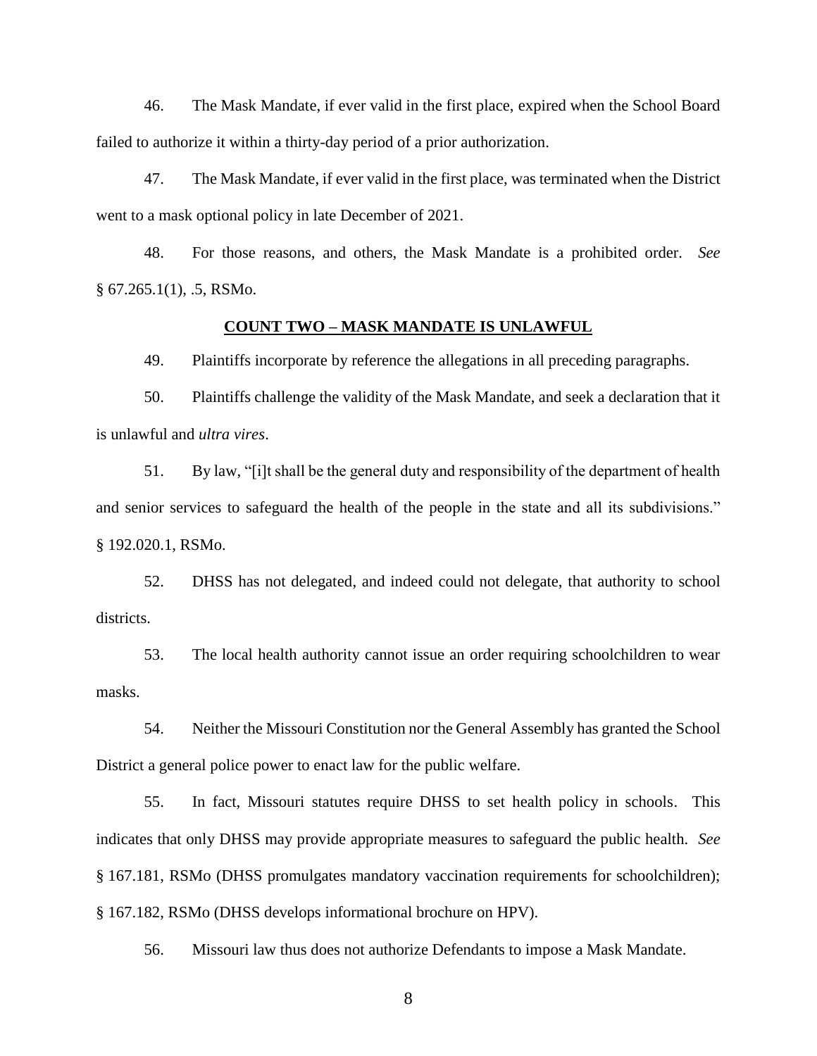46. The Mask Mandate, if ever valid in the first place, expired when the School Board failed to authorize it within a thirty-day period of a prior authorization.

47. The Mask Mandate, if ever valid in the first place, was terminated when the District went to a mask optional policy in late December of 2021.

48. For those reasons, and others, the Mask Mandate is a prohibited order. *See* § 67.265.1(1), .5, RSMo.

## COUNT TWO – MASK MANDATE IS UNLAWFUL

49. Plaintiffs incorporate by reference the allegations in all preceding paragraphs.

50. Plaintiffs challenge the validity of the Mask Mandate, and seek a declaration that it is unlawful and *ultra vires*.

51. By law, "[i]t shall be the general duty and responsibility of the department of health and senior services to safeguard the health of the people in the state and all its subdivisions." § 192.020.1, RSMo.

52. DHSS has not delegated, and indeed could not delegate, that authority to school districts.

53. The local health authority cannot issue an order requiring schoolchildren to wear masks.

54. Neither the Missouri Constitution nor the General Assembly has granted the School District a general police power to enact law for the public welfare.

55. In fact, Missouri statutes require DHSS to set health policy in schools. This indicates that only DHSS may provide appropriate measures to safeguard the public health. *See* § 167.181, RSMo (DHSS promulgates mandatory vaccination requirements for schoolchildren); § 167.182, RSMo (DHSS develops informational brochure on HPV).

56. Missouri law thus does not authorize Defendants to impose a Mask Mandate.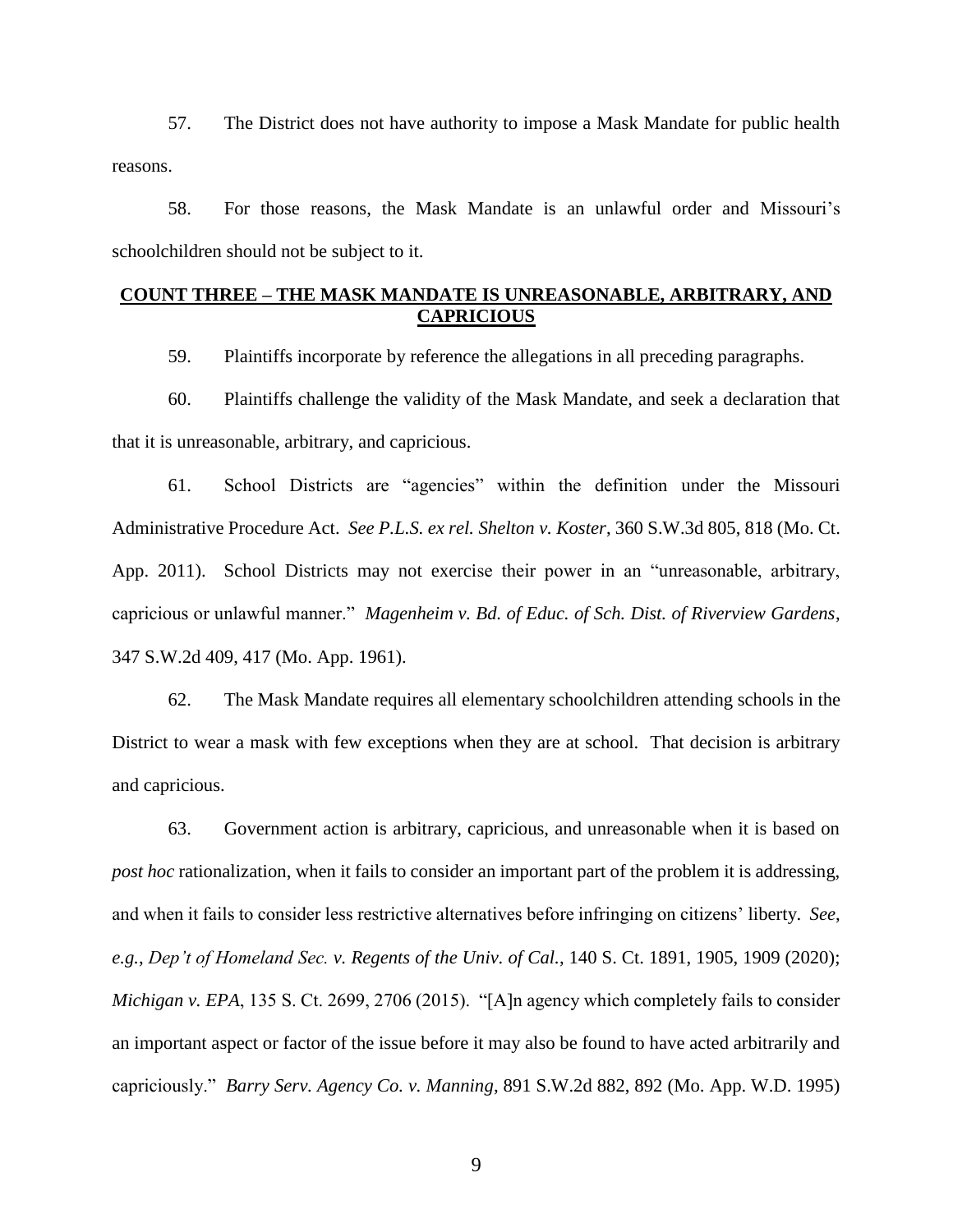57. The District does not have authority to impose a Mask Mandate for public health reasons.

58. For those reasons, the Mask Mandate is an unlawful order and Missouri's schoolchildren should not be subject to it.

## **COUNT THREE – THE MASK MANDATE IS UNREASONABLE, ARBITRARY, AND CAPRICIOUS**

59. Plaintiffs incorporate by reference the allegations in all preceding paragraphs.

60. Plaintiffs challenge the validity of the Mask Mandate, and seek a declaration that that it is unreasonable, arbitrary, and capricious.

61. School Districts are "agencies" within the definition under the Missouri Administrative Procedure Act. *See P.L.S. ex rel. Shelton v. Koster*, 360 S.W.3d 805, 818 (Mo. Ct. App. 2011). School Districts may not exercise their power in an "unreasonable, arbitrary, capricious or unlawful manner." *Magenheim v. Bd. of Educ. of Sch. Dist. of Riverview Gardens*, 347 S.W.2d 409, 417 (Mo. App. 1961).

62. The Mask Mandate requires all elementary schoolchildren attending schools in the District to wear a mask with few exceptions when they are at school. That decision is arbitrary and capricious.

63. Government action is arbitrary, capricious, and unreasonable when it is based on *post hoc* rationalization, when it fails to consider an important part of the problem it is addressing, and when it fails to consider less restrictive alternatives before infringing on citizens' liberty. *See, e.g.*, *Dep't of Homeland Sec. v. Regents of the Univ. of Cal.*, 140 S. Ct. 1891, 1905, 1909 (2020); *Michigan v. EPA*, 135 S. Ct. 2699, 2706 (2015). "[A]n agency which completely fails to consider an important aspect or factor of the issue before it may also be found to have acted arbitrarily and capriciously." *Barry Serv. Agency Co. v. Manning*, 891 S.W.2d 882, 892 (Mo. App. W.D. 1995)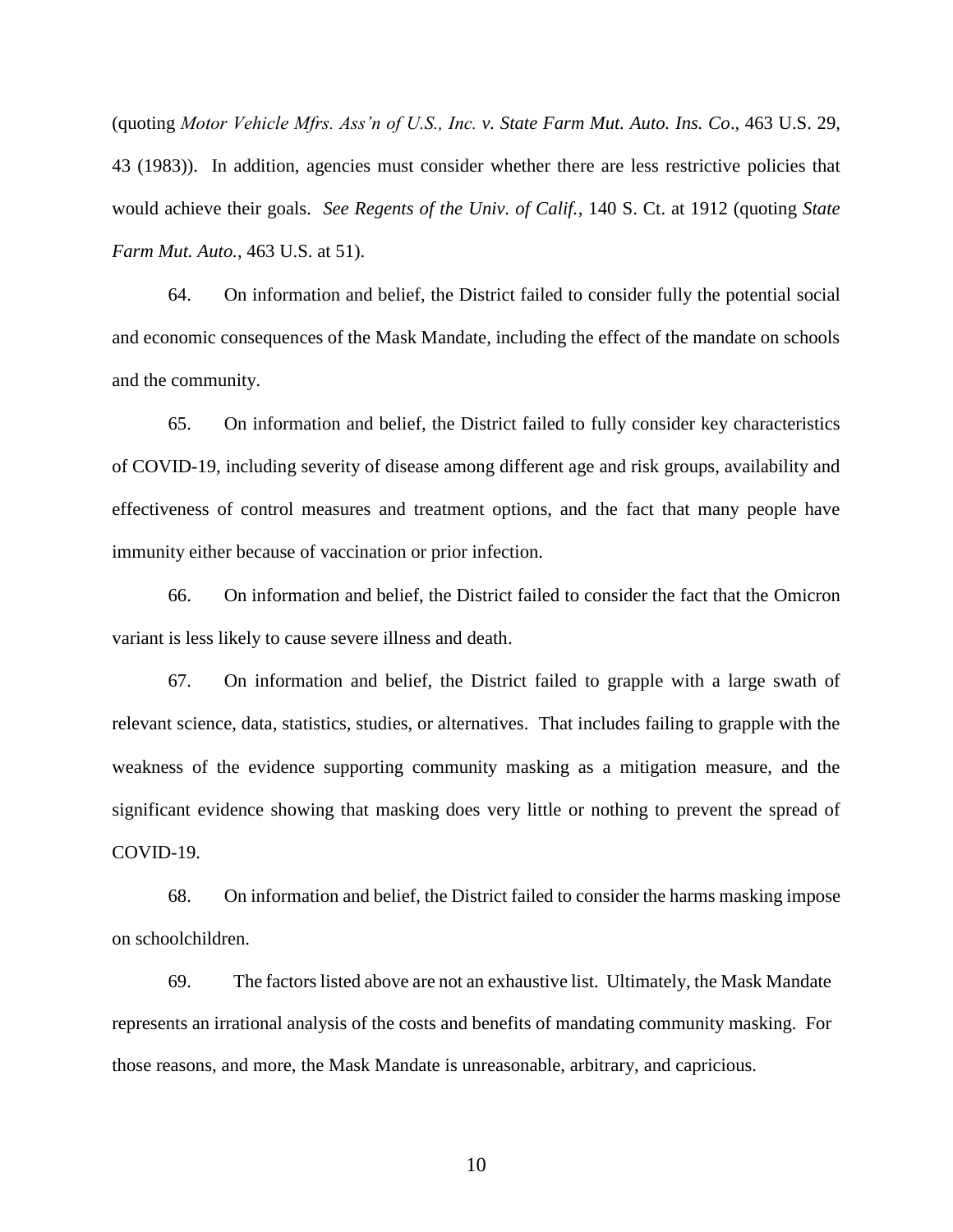(quoting *Motor Vehicle Mfrs. Ass'n of U.S., Inc. v. State Farm Mut. Auto. Ins. Co*., 463 U.S. 29, 43 (1983)). In addition, agencies must consider whether there are less restrictive policies that would achieve their goals. *See Regents of the Univ. of Calif.*, 140 S. Ct. at 1912 (quoting *State Farm Mut. Auto.*, 463 U.S. at 51).

64. On information and belief, the District failed to consider fully the potential social and economic consequences of the Mask Mandate, including the effect of the mandate on schools and the community.

65. On information and belief, the District failed to fully consider key characteristics of COVID-19, including severity of disease among different age and risk groups, availability and effectiveness of control measures and treatment options, and the fact that many people have immunity either because of vaccination or prior infection.

66. On information and belief, the District failed to consider the fact that the Omicron variant is less likely to cause severe illness and death.

67. On information and belief, the District failed to grapple with a large swath of relevant science, data, statistics, studies, or alternatives. That includes failing to grapple with the weakness of the evidence supporting community masking as a mitigation measure, and the significant evidence showing that masking does very little or nothing to prevent the spread of COVID-19.

68. On information and belief, the District failed to consider the harms masking impose on schoolchildren.

69. The factors listed above are not an exhaustive list. Ultimately, the Mask Mandate represents an irrational analysis of the costs and benefits of mandating community masking. For those reasons, and more, the Mask Mandate is unreasonable, arbitrary, and capricious.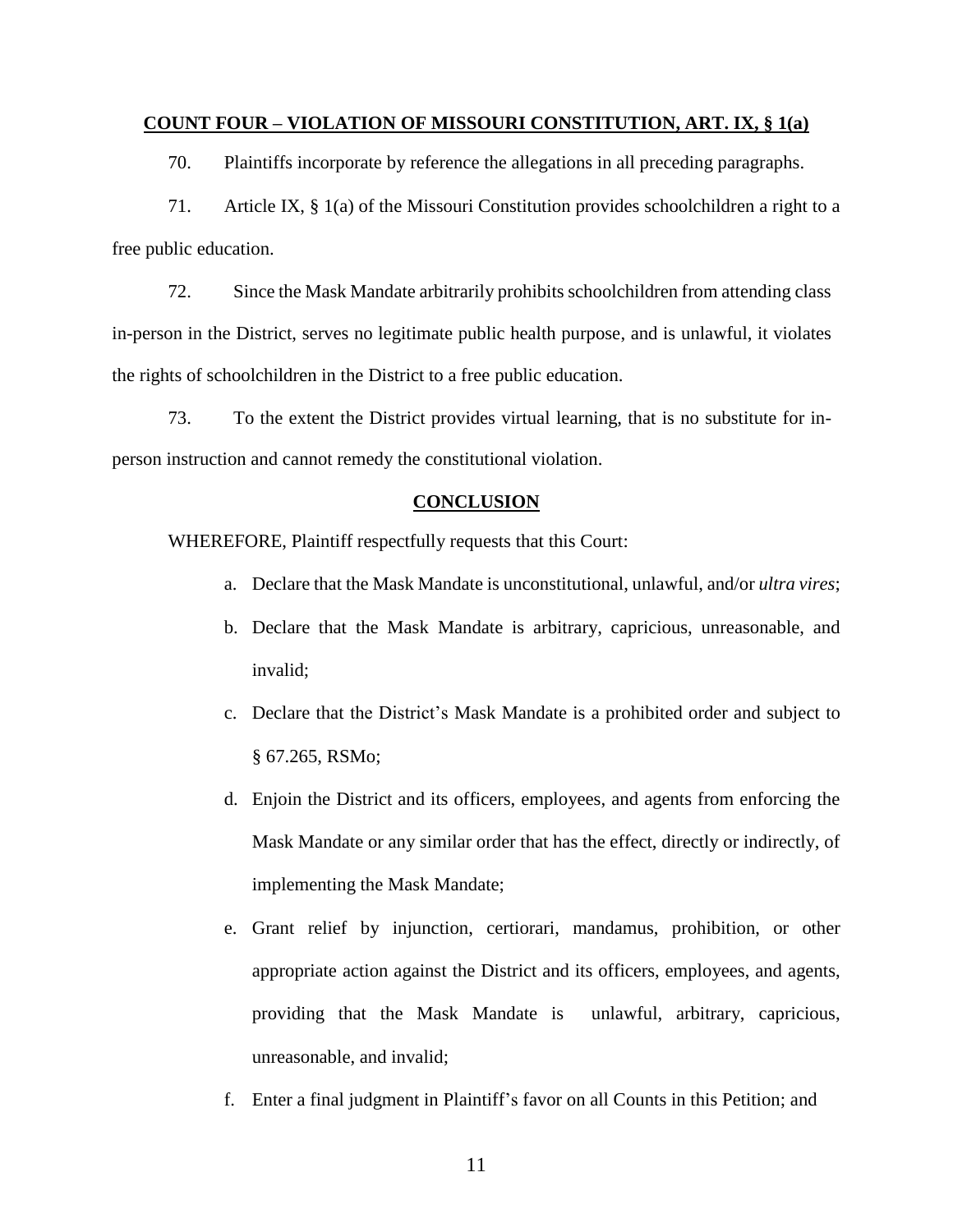**COUNT FOUR – VIOLATION OF MISSOURI CONSTITUTION, ART. IX, § 1(a)**

70. Plaintiffs incorporate by reference the allegations in all preceding paragraphs.

71. Article IX, § 1(a) of the Missouri Constitution provides schoolchildren a right to a free public education.

72. Since the Mask Mandate arbitrarily prohibits schoolchildren from attending class in-person in the District, serves no legitimate public health purpose, and is unlawful, it violates the rights of schoolchildren in the District to a free public education.

73. To the extent the District provides virtual learning, that is no substitute for in-person instruction and cannot remedy the constitutional violation.

**CONCLUSION**

WHEREFORE, Plaintiff respectfully requests that this Court:

a. Declare that the Mask Mandate is unconstitutional, unlawful, and/or *ultra vires*;

b. Declare that the Mask Mandate is arbitrary, capricious, unreasonable, and invalid;

c. Declare that the District's Mask Mandate is a prohibited order and subject to § 67.265, RSMo;

d. Enjoin the District and its officers, employees, and agents from enforcing the Mask Mandate or any similar order that has the effect, directly or indirectly, of implementing the Mask Mandate;

e. Grant relief by injunction, certiorari, mandamus, prohibition, or other appropriate action against the District and its officers, employees, and agents, providing that the Mask Mandate is unlawful, arbitrary, capricious, unreasonable, and invalid;

f. Enter a final judgment in Plaintiff's favor on all Counts in this Petition; and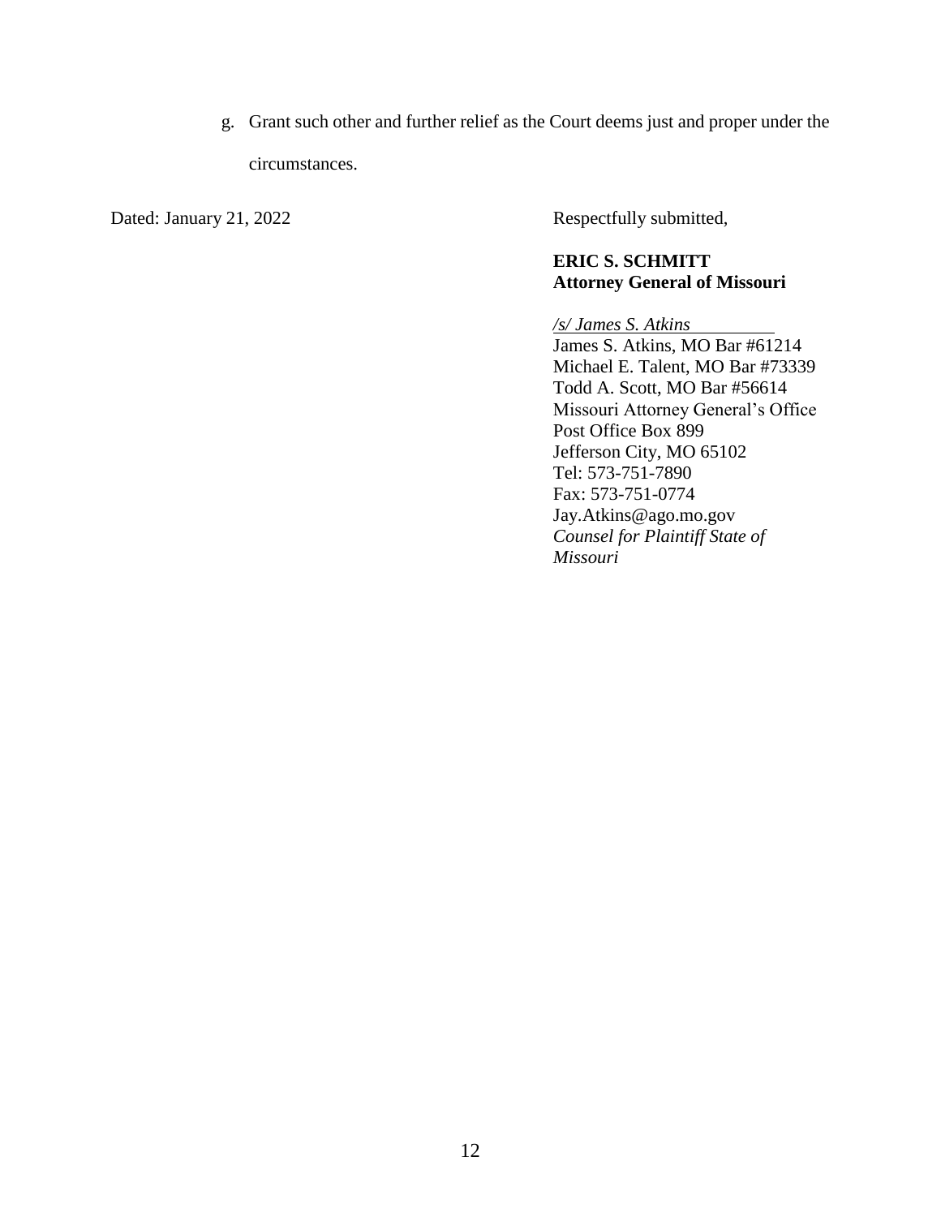g. Grant such other and further relief as the Court deems just and proper under the circumstances.

Dated: January 21, 2022

Respectfully submitted,

**ERIC S. SCHMITT**
**Attorney General of Missouri**

*/s/ James S. Atkins*
James S. Atkins, MO Bar #61214
Michael E. Talent, MO Bar #73339
Todd A. Scott, MO Bar #56614
Missouri Attorney General's Office
Post Office Box 899
Jefferson City, MO 65102
Tel: 573-751-7890
Fax: 573-751-0774
Jay.Atkins@ago.mo.gov
*Counsel for Plaintiff State of Missouri*